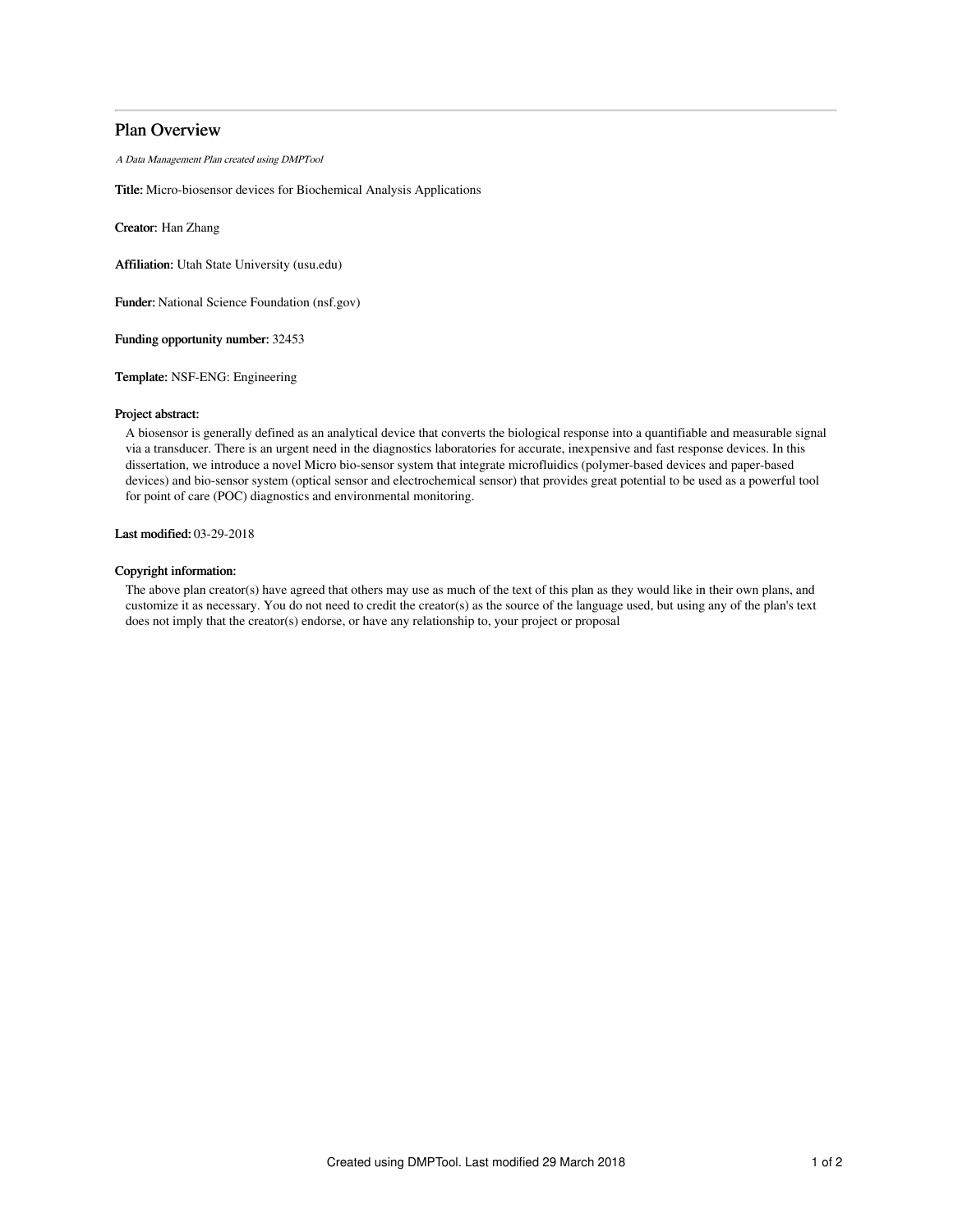# Plan Overview

*A Data Management Plan created using DMPTool*

**Title:** Micro-biosensor devices for Biochemical Analysis Applications

**Creator:** Han Zhang

**Affiliation:** Utah State University (usu.edu)

**Funder:** National Science Foundation (nsf.gov)

**Funding opportunity number:** 32453

**Template:** NSF-ENG: Engineering

**Project abstract:**

A biosensor is generally defined as an analytical device that converts the biological response into a quantifiable and measurable signal via a transducer. There is an urgent need in the diagnostics laboratories for accurate, inexpensive and fast response devices. In this dissertation, we introduce a novel Micro bio-sensor system that integrate microfluidics (polymer-based devices and paper-based devices) and bio-sensor system (optical sensor and electrochemical sensor) that provides great potential to be used as a powerful tool for point of care (POC) diagnostics and environmental monitoring.

**Last modified:** 03-29-2018

**Copyright information:**

The above plan creator(s) have agreed that others may use as much of the text of this plan as they would like in their own plans, and customize it as necessary. You do not need to credit the creator(s) as the source of the language used, but using any of the plan's text does not imply that the creator(s) endorse, or have any relationship to, your project or proposal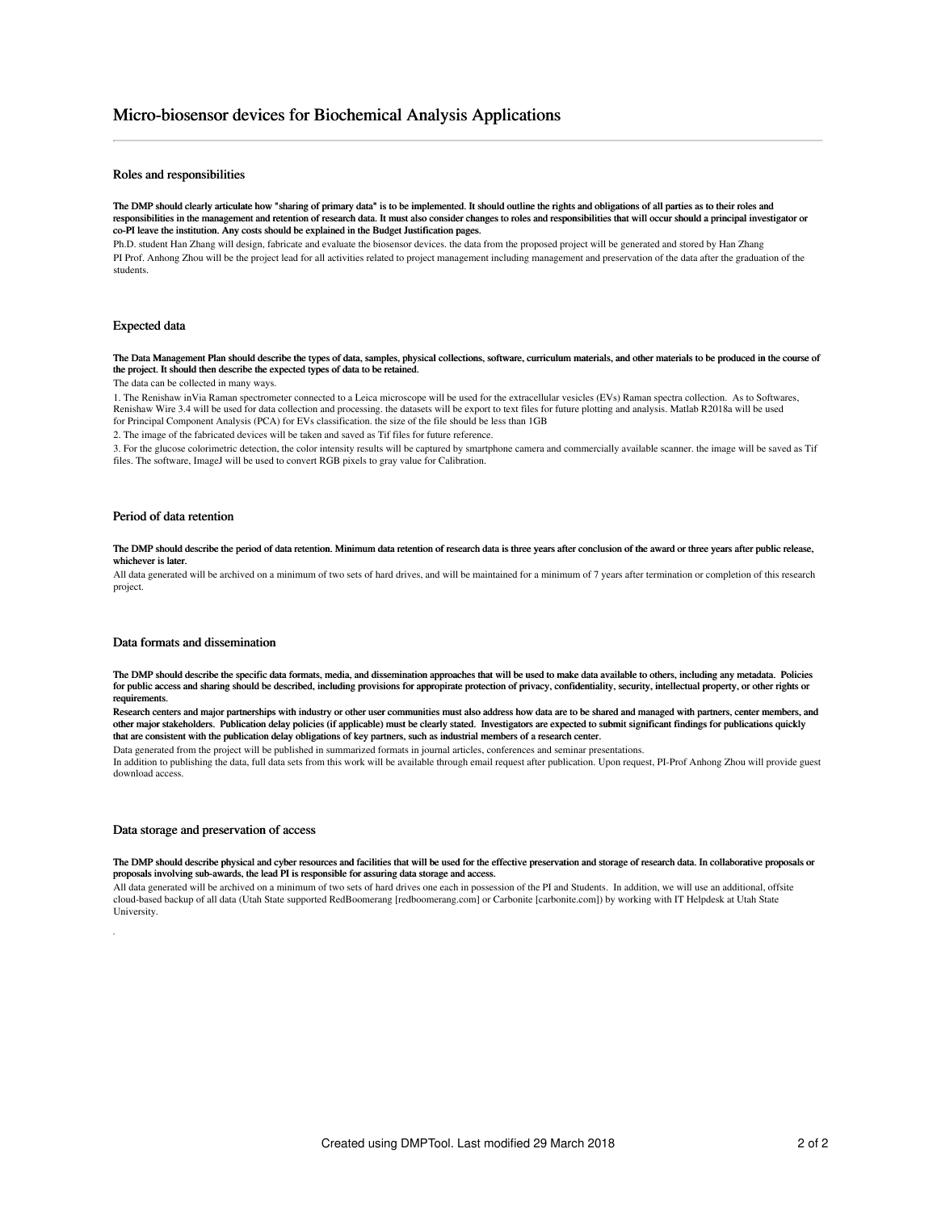# Micro-biosensor devices for Biochemical Analysis Applications

## Roles and responsibilities

**The DMP should clearly articulate how "sharing of primary data" is to be implemented. It should outline the rights and obligations of all parties as to their roles and responsibilities in the management and retention of research data. It must also consider changes to roles and responsibilities that will occur should a principal investigator or co-PI leave the institution. Any costs should be explained in the Budget Justification pages.**

Ph.D. student Han Zhang will design, fabricate and evaluate the biosensor devices. the data from the proposed project will be generated and stored by Han Zhang

PI Prof. Anhong Zhou will be the project lead for all activities related to project management including management and preservation of the data after the graduation of the students.

## Expected data

**The Data Management Plan should describe the types of data, samples, physical collections, software, curriculum materials, and other materials to be produced in the course of the project. It should then describe the expected types of data to be retained.**

The data can be collected in many ways.

1. The Renishaw inVia Raman spectrometer connected to a Leica microscope will be used for the extracellular vesicles (EVs) Raman spectra collection. As to Softwares, Renishaw Wire 3.4 will be used for data collection and processing. the datasets will be export to text files for future plotting and analysis. Matlab R2018a will be used for Principal Component Analysis (PCA) for EVs classification. the size of the file should be less than 1GB

2. The image of the fabricated devices will be taken and saved as Tif files for future reference.

3. For the glucose colorimetric detection, the color intensity results will be captured by smartphone camera and commercially available scanner. the image will be saved as Tif files. The software, ImageJ will be used to convert RGB pixels to gray value for Calibration.

## Period of data retention

**The DMP should describe the period of data retention. Minimum data retention of research data is three years after conclusion of the award or three years after public release, whichever is later.**

All data generated will be archived on a minimum of two sets of hard drives, and will be maintained for a minimum of 7 years after termination or completion of this research project.

## Data formats and dissemination

**The DMP should describe the specific data formats, media, and dissemination approaches that will be used to make data available to others, including any metadata. Policies for public access and sharing should be described, including provisions for appropirate protection of privacy, confidentiality, security, intellectual property, or other rights or requirements.**

**Research centers and major partnerships with industry or other user communities must also address how data are to be shared and managed with partners, center members, and other major stakeholders. Publication delay policies (if applicable) must be clearly stated. Investigators are expected to submit significant findings for publications quickly that are consistent with the publication delay obligations of key partners, such as industrial members of a research center.**

Data generated from the project will be published in summarized formats in journal articles, conferences and seminar presentations.

In addition to publishing the data, full data sets from this work will be available through email request after publication. Upon request, PI-Prof Anhong Zhou will provide guest download access.

## Data storage and preservation of access

**The DMP should describe physical and cyber resources and facilities that will be used for the effective preservation and storage of research data. In collaborative proposals or proposals involving sub-awards, the lead PI is responsible for assuring data storage and access.**

All data generated will be archived on a minimum of two sets of hard drives one each in possession of the PI and Students. In addition, we will use an additional, offsite cloud-based backup of all data (Utah State supported RedBoomerang [redboomerang.com] or Carbonite [carbonite.com]) by working with IT Helpdesk at Utah State University.